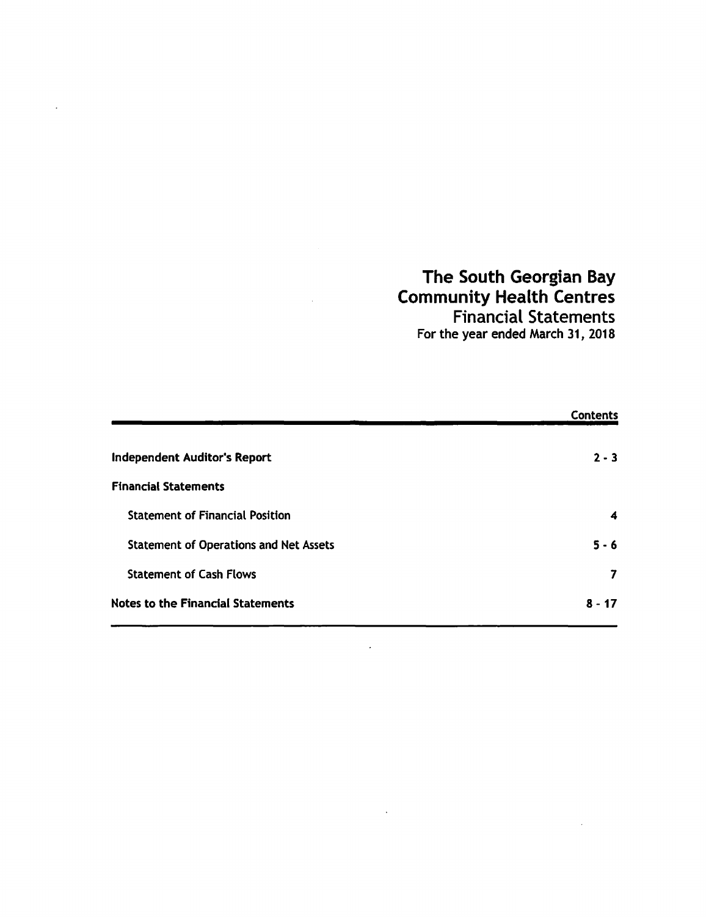# The South Georgian Bay Community Health Centres

## Financial Statements

For the year ended March 31, 2018

| | Contents |
|---|---|
| **Independent Auditor's Report** | **2 - 3** |
| **Financial Statements** | |
| Statement of Financial Position | **4** |
| Statement of Operations and Net Assets | **5 - 6** |
| Statement of Cash Flows | **7** |
| **Notes to the Financial Statements** | **8 - 17** |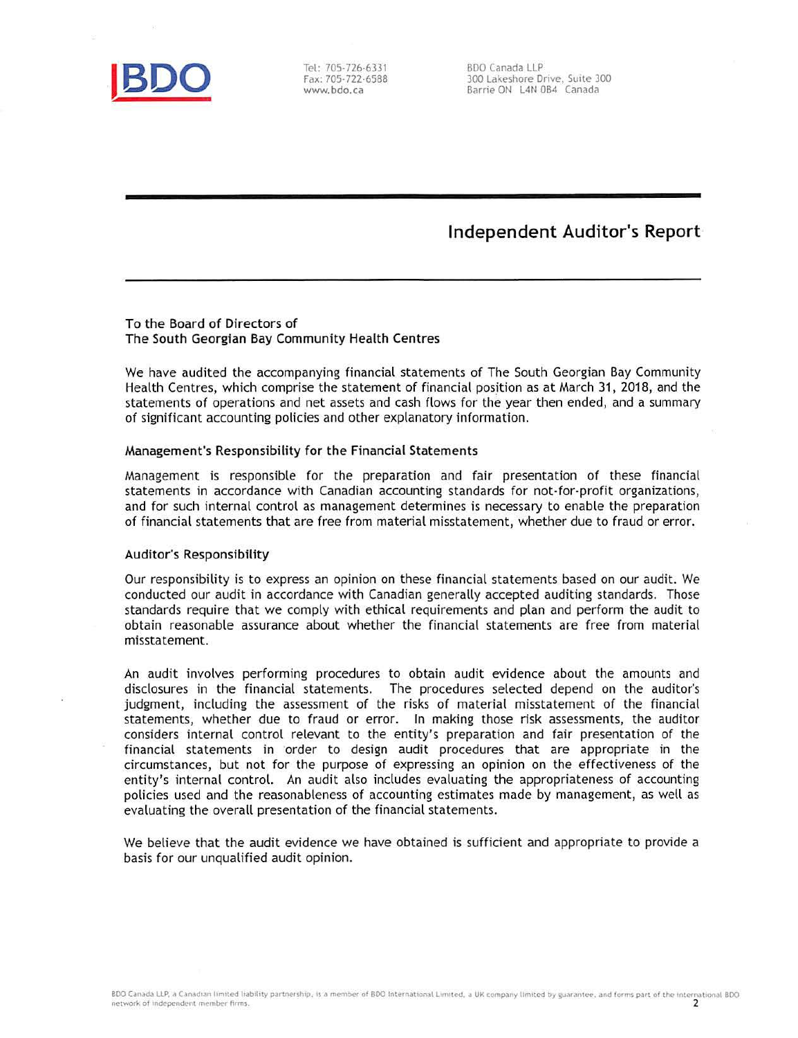BDO

Tel: 705-726-6331
Fax: 705-722-6588
www.bdo.ca

BDO Canada LLP
300 Lakeshore Drive, Suite 300
Barrie ON L4N 0B4 Canada

# Independent Auditor's Report

To the Board of Directors of
The South Georgian Bay Community Health Centres

We have audited the accompanying financial statements of The South Georgian Bay Community Health Centres, which comprise the statement of financial position as at March 31, 2018, and the statements of operations and net assets and cash flows for the year then ended, and a summary of significant accounting policies and other explanatory information.

### Management's Responsibility for the Financial Statements

Management is responsible for the preparation and fair presentation of these financial statements in accordance with Canadian accounting standards for not-for-profit organizations, and for such internal control as management determines is necessary to enable the preparation of financial statements that are free from material misstatement, whether due to fraud or error.

### Auditor's Responsibility

Our responsibility is to express an opinion on these financial statements based on our audit. We conducted our audit in accordance with Canadian generally accepted auditing standards. Those standards require that we comply with ethical requirements and plan and perform the audit to obtain reasonable assurance about whether the financial statements are free from material misstatement.

An audit involves performing procedures to obtain audit evidence about the amounts and disclosures in the financial statements. The procedures selected depend on the auditor's judgment, including the assessment of the risks of material misstatement of the financial statements, whether due to fraud or error. In making those risk assessments, the auditor considers internal control relevant to the entity's preparation and fair presentation of the financial statements in order to design audit procedures that are appropriate in the circumstances, but not for the purpose of expressing an opinion on the effectiveness of the entity's internal control. An audit also includes evaluating the appropriateness of accounting policies used and the reasonableness of accounting estimates made by management, as well as evaluating the overall presentation of the financial statements.

We believe that the audit evidence we have obtained is sufficient and appropriate to provide a basis for our unqualified audit opinion.

BDO Canada LLP, a Canadian limited liability partnership, is a member of BDO International Limited, a UK company limited by guarantee, and forms part of the international BDO network of independent member firms.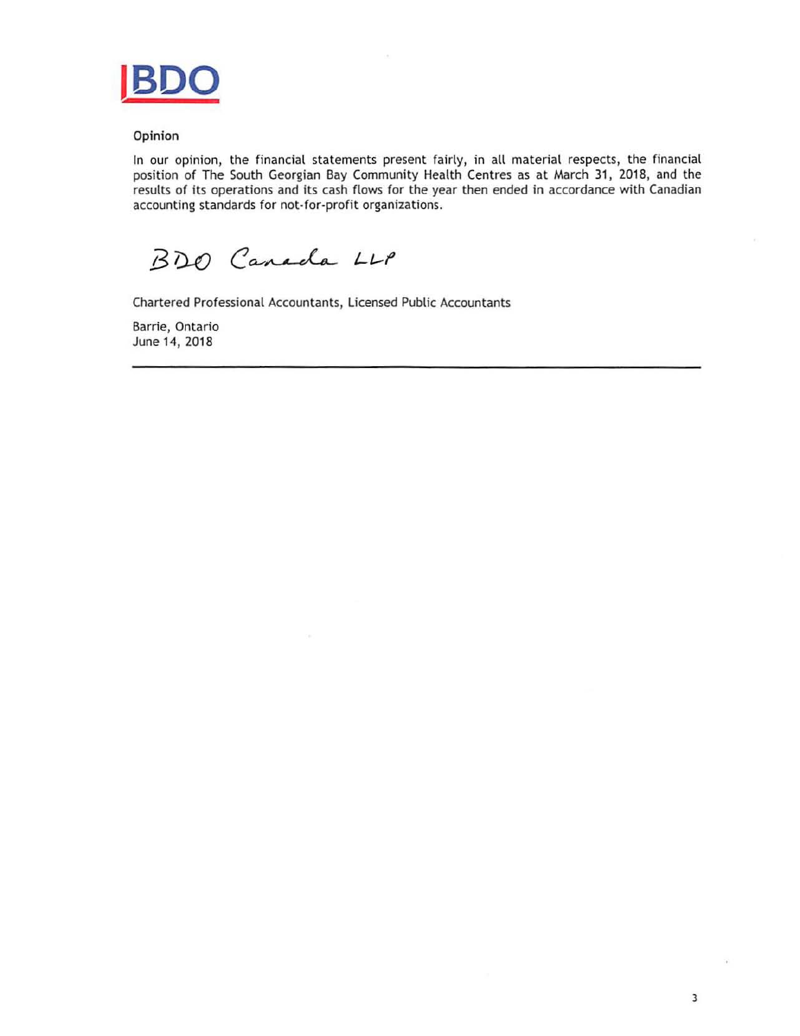### Opinion

In our opinion, the financial statements present fairly, in all material respects, the financial position of The South Georgian Bay Community Health Centres as at March 31, 2018, and the results of its operations and its cash flows for the year then ended in accordance with Canadian accounting standards for not-for-profit organizations.

BDO Canada LLP

Chartered Professional Accountants, Licensed Public Accountants

Barrie, Ontario
June 14, 2018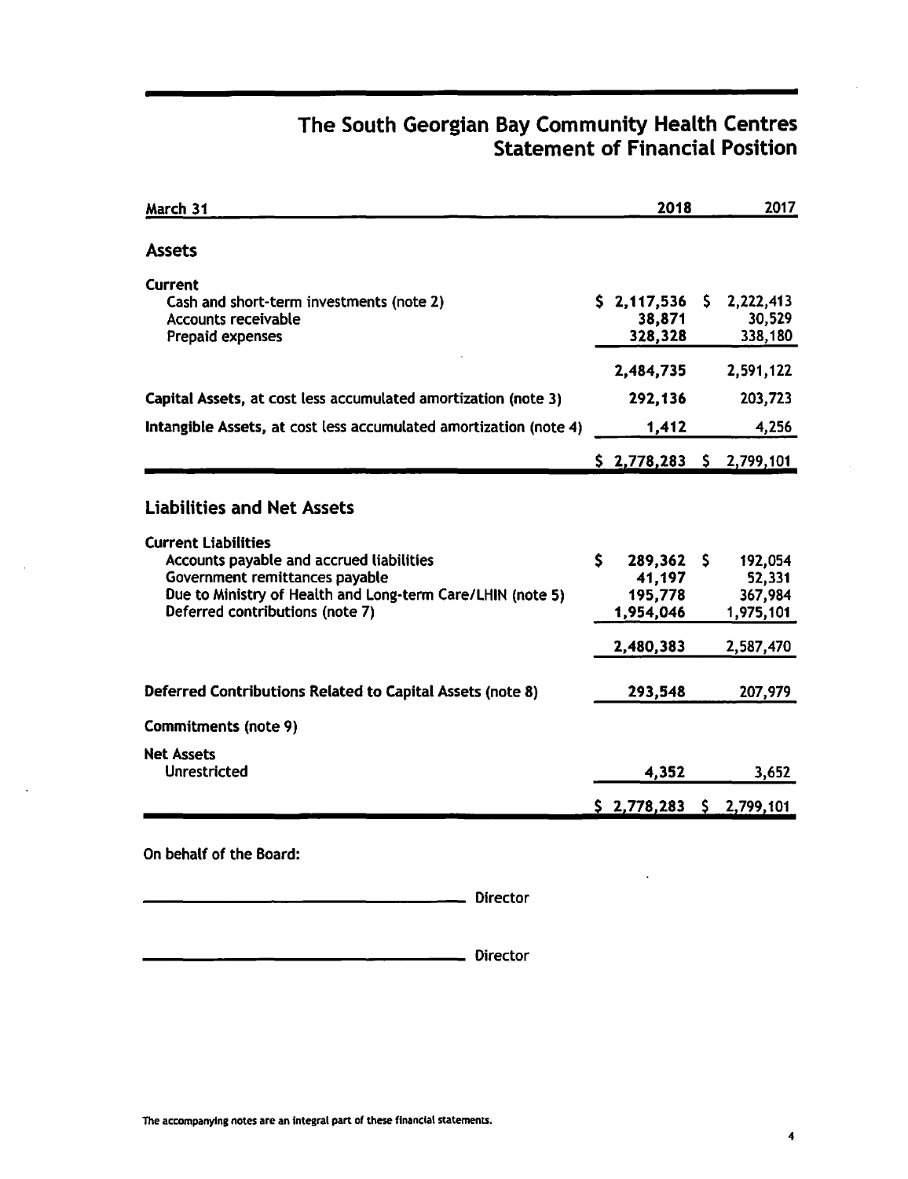# The South Georgian Bay Community Health Centres
## Statement of Financial Position

| March 31 | 2018 | 2017 |
|---|---|---|
| **Assets** | | |
| **Current** | | |
| Cash and short-term investments (note 2) | $ 2,117,536 | $ 2,222,413 |
| Accounts receivable | 38,871 | 30,529 |
| Prepaid expenses | 328,328 | 338,180 |
| | 2,484,735 | 2,591,122 |
| **Capital Assets, at cost less accumulated amortization (note 3)** | 292,136 | 203,723 |
| **Intangible Assets, at cost less accumulated amortization (note 4)** | 1,412 | 4,256 |
| | $ 2,778,283 | $ 2,799,101 |
| **Liabilities and Net Assets** | | |
| **Current Liabilities** | | |
| Accounts payable and accrued liabilities | $ 289,362 | $ 192,054 |
| Government remittances payable | 41,197 | 52,331 |
| Due to Ministry of Health and Long-term Care/LHIN (note 5) | 195,778 | 367,984 |
| Deferred contributions (note 7) | 1,954,046 | 1,975,101 |
| | 2,480,383 | 2,587,470 |
| **Deferred Contributions Related to Capital Assets (note 8)** | 293,548 | 207,979 |
| **Commitments (note 9)** | | |
| **Net Assets** | | |
| Unrestricted | 4,352 | 3,652 |
| | $ 2,778,283 | $ 2,799,101 |

**On behalf of the Board:**

_______________________________ Director

_______________________________ Director

The accompanying notes are an integral part of these financial statements.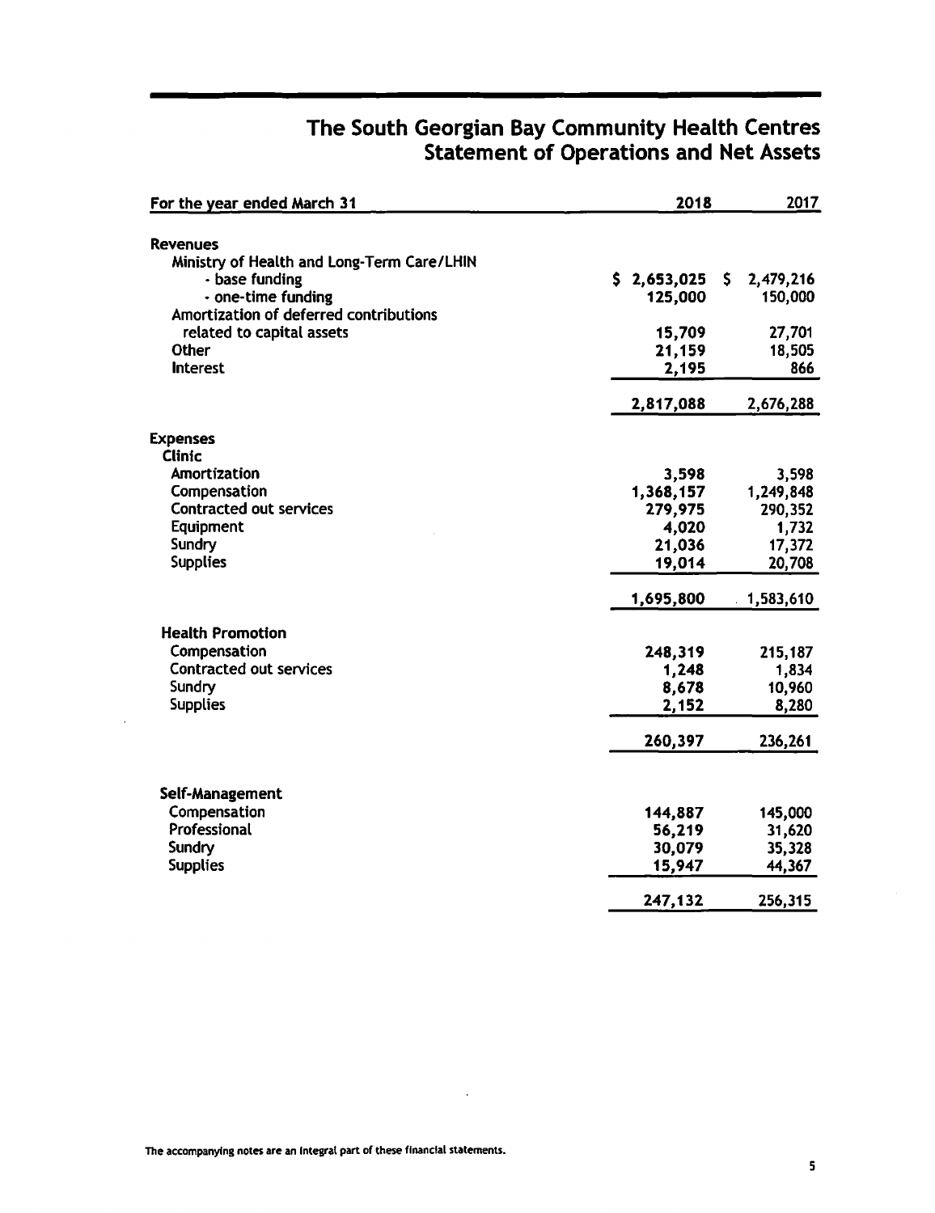# The South Georgian Bay Community Health Centres
## Statement of Operations and Net Assets

| For the year ended March 31 | 2018 | 2017 |
|---|---|---|
| **Revenues** | | |
| Ministry of Health and Long-Term Care/LHIN | | |
| - base funding | $ 2,653,025 | $ 2,479,216 |
| - one-time funding | 125,000 | 150,000 |
| Amortization of deferred contributions related to capital assets | 15,709 | 27,701 |
| Other | 21,159 | 18,505 |
| Interest | 2,195 | 866 |
| | 2,817,088 | 2,676,288 |
| **Expenses** | | |
| **Clinic** | | |
| Amortization | 3,598 | 3,598 |
| Compensation | 1,368,157 | 1,249,848 |
| Contracted out services | 279,975 | 290,352 |
| Equipment | 4,020 | 1,732 |
| Sundry | 21,036 | 17,372 |
| Supplies | 19,014 | 20,708 |
| | 1,695,800 | 1,583,610 |
| **Health Promotion** | | |
| Compensation | 248,319 | 215,187 |
| Contracted out services | 1,248 | 1,834 |
| Sundry | 8,678 | 10,960 |
| Supplies | 2,152 | 8,280 |
| | 260,397 | 236,261 |
| **Self-Management** | | |
| Compensation | 144,887 | 145,000 |
| Professional | 56,219 | 31,620 |
| Sundry | 30,079 | 35,328 |
| Supplies | 15,947 | 44,367 |
| | 247,132 | 256,315 |

The accompanying notes are an integral part of these financial statements.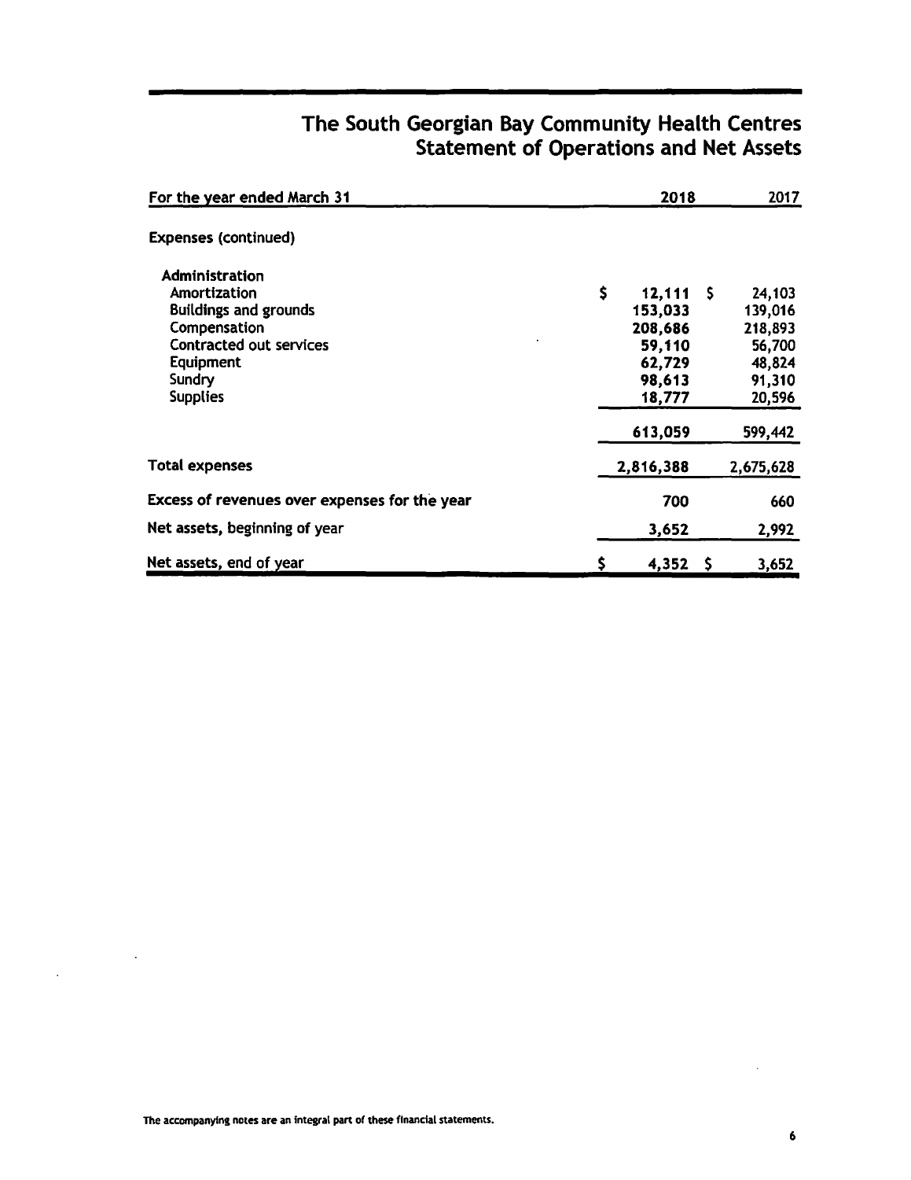# The South Georgian Bay Community Health Centres
## Statement of Operations and Net Assets

| For the year ended March 31 | 2018 | 2017 |
| --- | --- | --- |
| **Expenses (continued)** | | |
| Administration | | |
| Amortization | $ 12,111 | $ 24,103 |
| Buildings and grounds | 153,033 | 139,016 |
| Compensation | 208,686 | 218,893 |
| Contracted out services | 59,110 | 56,700 |
| Equipment | 62,729 | 48,824 |
| Sundry | 98,613 | 91,310 |
| Supplies | 18,777 | 20,596 |
| | 613,059 | 599,442 |
| **Total expenses** | 2,816,388 | 2,675,628 |
| **Excess of revenues over expenses for the year** | 700 | 660 |
| **Net assets, beginning of year** | 3,652 | 2,992 |
| **Net assets, end of year** | $ 4,352 | $ 3,652 |

The accompanying notes are an integral part of these financial statements.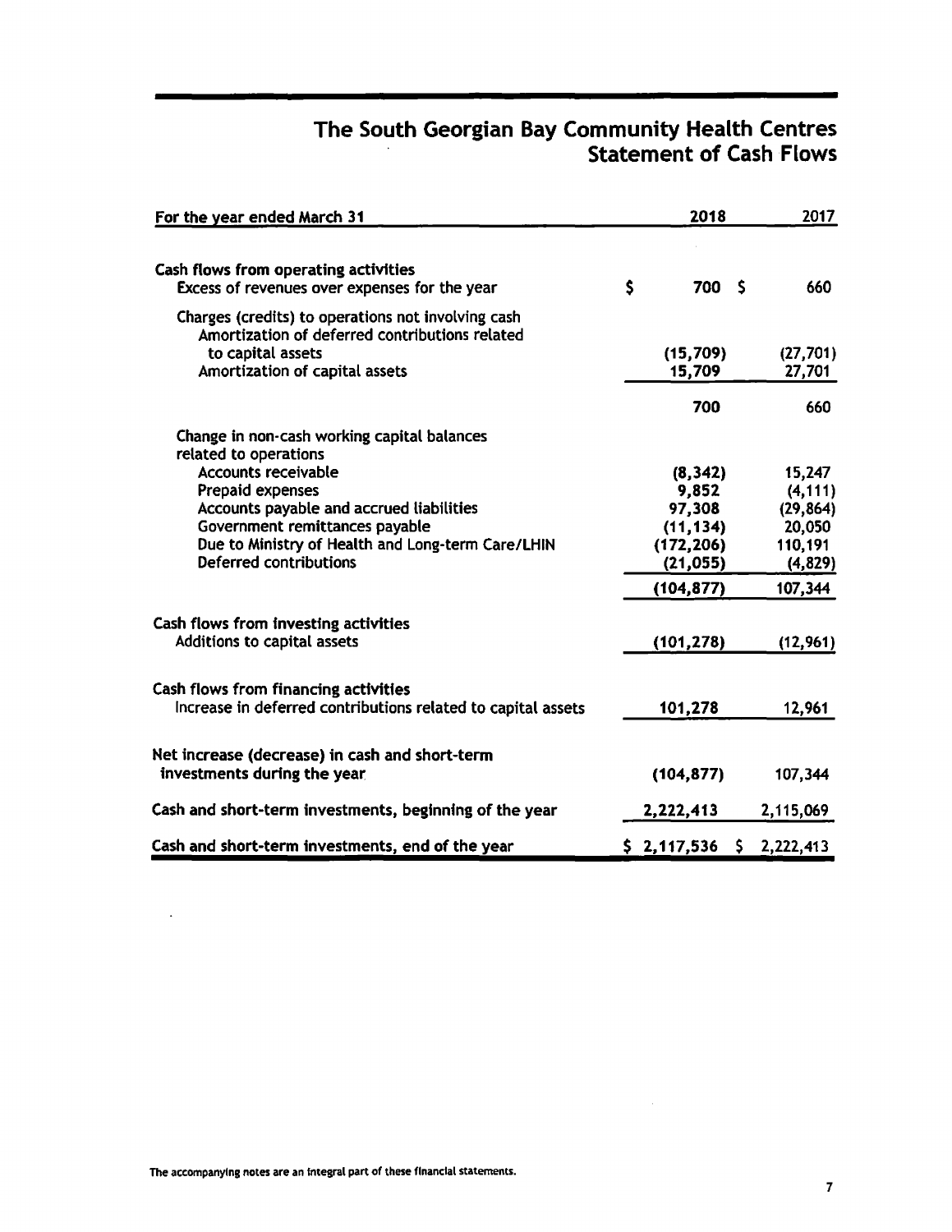# The South Georgian Bay Community Health Centres
## Statement of Cash Flows

| For the year ended March 31 | 2018 | 2017 |
|---|---|---|
| **Cash flows from operating activities** | | |
| Excess of revenues over expenses for the year | $ 700 | $ 660 |
| Charges (credits) to operations not involving cash | | |
| Amortization of deferred contributions related to capital assets | (15,709) | (27,701) |
| Amortization of capital assets | 15,709 | 27,701 |
| | 700 | 660 |
| Change in non-cash working capital balances related to operations | | |
| Accounts receivable | (8,342) | 15,247 |
| Prepaid expenses | 9,852 | (4,111) |
| Accounts payable and accrued liabilities | 97,308 | (29,864) |
| Government remittances payable | (11,134) | 20,050 |
| Due to Ministry of Health and Long-term Care/LHIN | (172,206) | 110,191 |
| Deferred contributions | (21,055) | (4,829) |
| | (104,877) | 107,344 |
| **Cash flows from investing activities** | | |
| Additions to capital assets | (101,278) | (12,961) |
| **Cash flows from financing activities** | | |
| Increase in deferred contributions related to capital assets | 101,278 | 12,961 |
| **Net increase (decrease) in cash and short-term investments during the year** | (104,877) | 107,344 |
| **Cash and short-term investments, beginning of the year** | 2,222,413 | 2,115,069 |
| **Cash and short-term investments, end of the year** | $ 2,117,536 | $ 2,222,413 |

The accompanying notes are an integral part of these financial statements.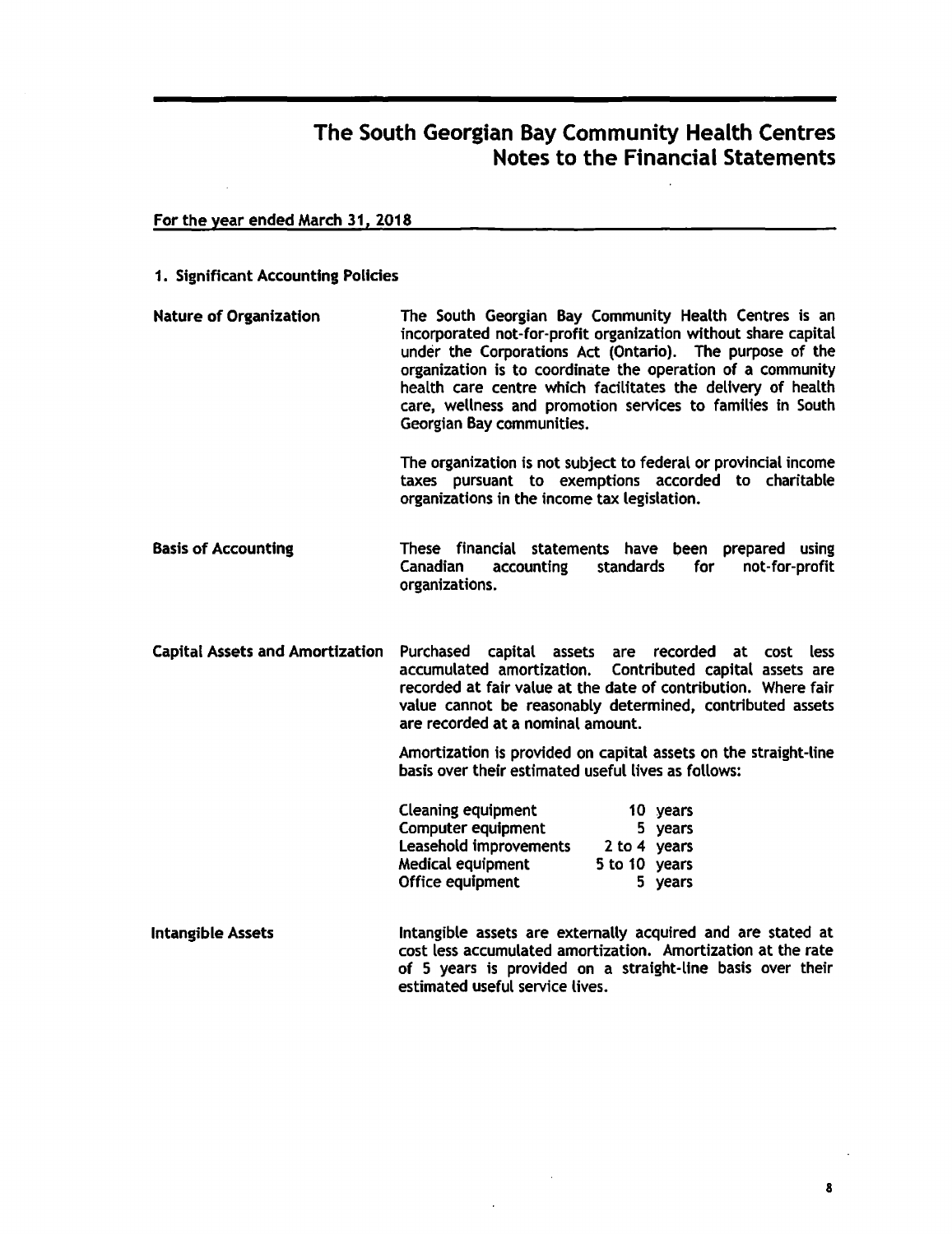# The South Georgian Bay Community Health Centres
## Notes to the Financial Statements

**For the year ended March 31, 2018**

### 1. Significant Accounting Policies

**Nature of Organization**

The South Georgian Bay Community Health Centres is an incorporated not-for-profit organization without share capital under the Corporations Act (Ontario). The purpose of the organization is to coordinate the operation of a community health care centre which facilitates the delivery of health care, wellness and promotion services to families in South Georgian Bay communities.

The organization is not subject to federal or provincial income taxes pursuant to exemptions accorded to charitable organizations in the income tax legislation.

**Basis of Accounting**

These financial statements have been prepared using Canadian accounting standards for not-for-profit organizations.

**Capital Assets and Amortization**

Purchased capital assets are recorded at cost less accumulated amortization. Contributed capital assets are recorded at fair value at the date of contribution. Where fair value cannot be reasonably determined, contributed assets are recorded at a nominal amount.

Amortization is provided on capital assets on the straight-line basis over their estimated useful lives as follows:

| | |
|---|---|
| Cleaning equipment | 10 years |
| Computer equipment | 5 years |
| Leasehold improvements | 2 to 4 years |
| Medical equipment | 5 to 10 years |
| Office equipment | 5 years |

**Intangible Assets**

Intangible assets are externally acquired and are stated at cost less accumulated amortization. Amortization at the rate of 5 years is provided on a straight-line basis over their estimated useful service lives.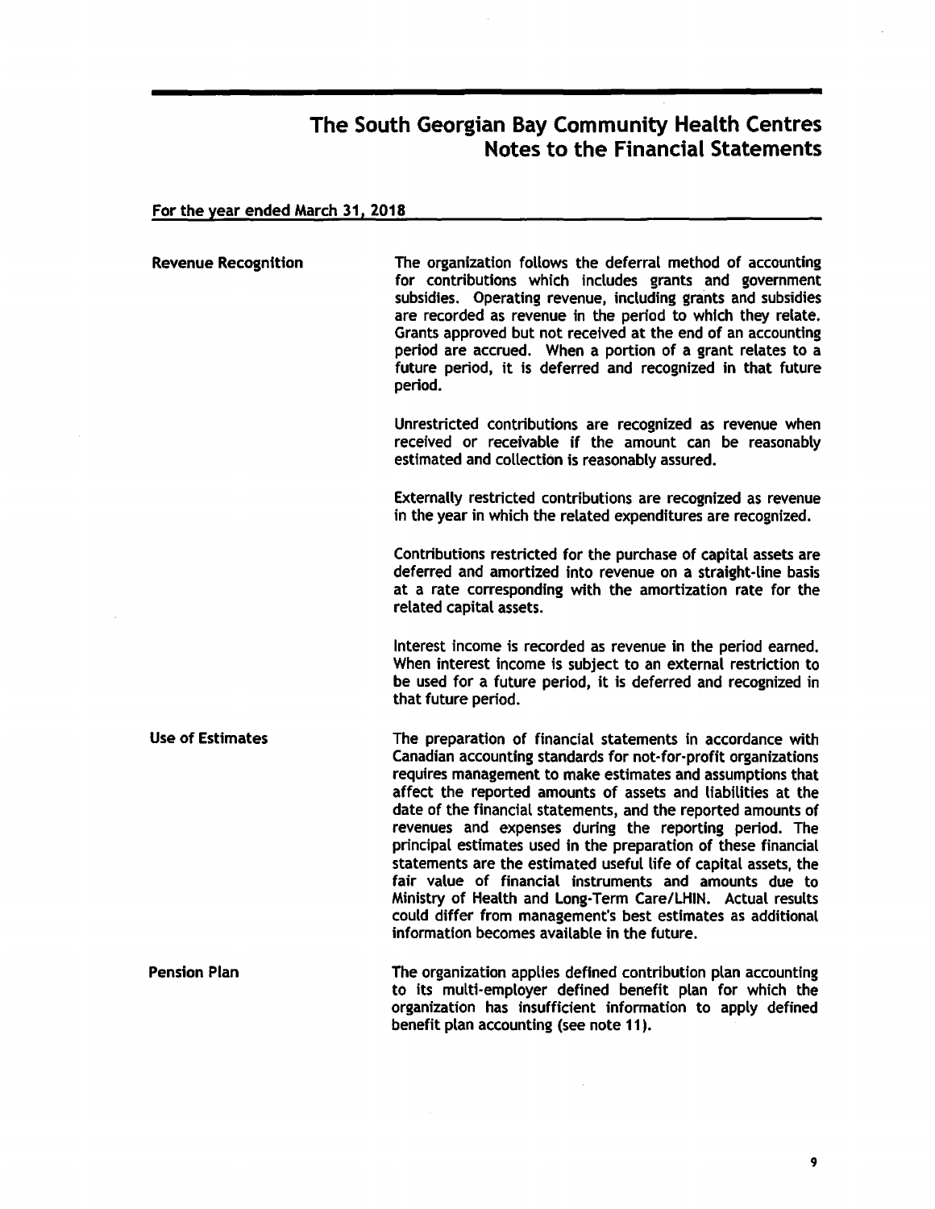# The South Georgian Bay Community Health Centres
## Notes to the Financial Statements

**For the year ended March 31, 2018**

**Revenue Recognition**

The organization follows the deferral method of accounting for contributions which includes grants and government subsidies. Operating revenue, including grants and subsidies are recorded as revenue in the period to which they relate. Grants approved but not received at the end of an accounting period are accrued. When a portion of a grant relates to a future period, it is deferred and recognized in that future period.

Unrestricted contributions are recognized as revenue when received or receivable if the amount can be reasonably estimated and collection is reasonably assured.

Externally restricted contributions are recognized as revenue in the year in which the related expenditures are recognized.

Contributions restricted for the purchase of capital assets are deferred and amortized into revenue on a straight-line basis at a rate corresponding with the amortization rate for the related capital assets.

Interest income is recorded as revenue in the period earned. When interest income is subject to an external restriction to be used for a future period, it is deferred and recognized in that future period.

**Use of Estimates**

The preparation of financial statements in accordance with Canadian accounting standards for not-for-profit organizations requires management to make estimates and assumptions that affect the reported amounts of assets and liabilities at the date of the financial statements, and the reported amounts of revenues and expenses during the reporting period. The principal estimates used in the preparation of these financial statements are the estimated useful life of capital assets, the fair value of financial instruments and amounts due to Ministry of Health and Long-Term Care/LHIN. Actual results could differ from management's best estimates as additional information becomes available in the future.

**Pension Plan**

The organization applies defined contribution plan accounting to its multi-employer defined benefit plan for which the organization has insufficient information to apply defined benefit plan accounting (see note 11).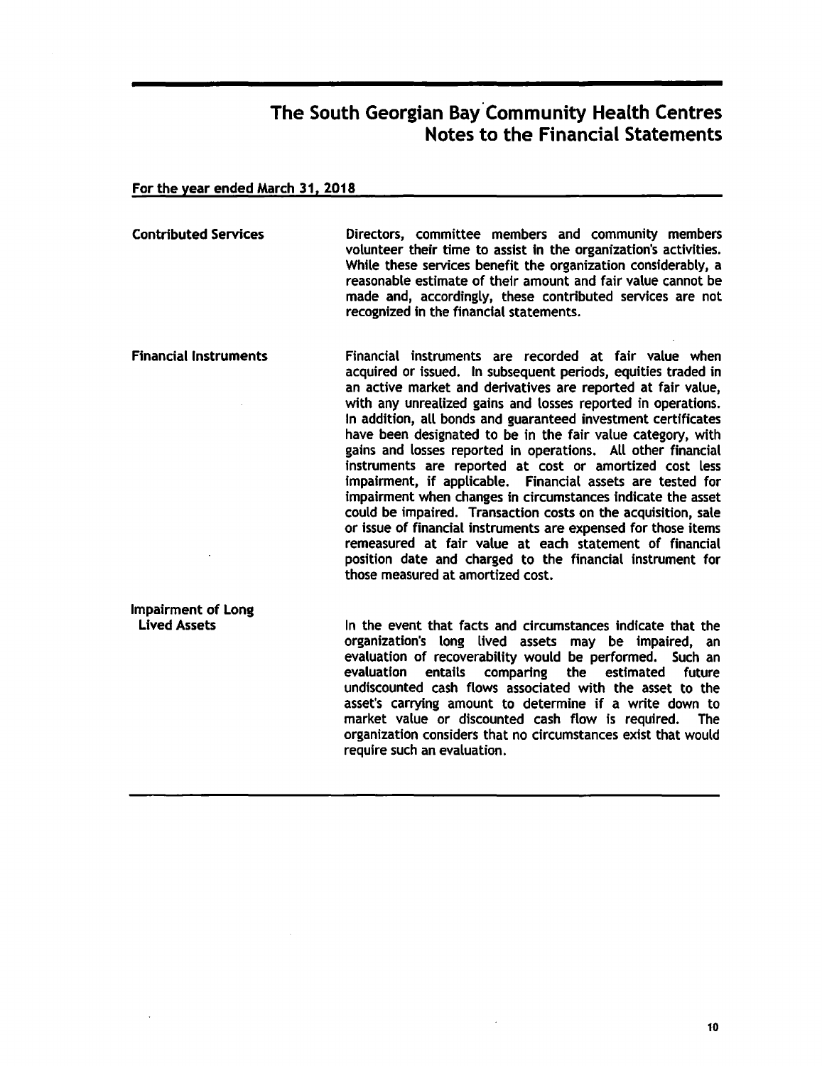# The South Georgian Bay Community Health Centres
## Notes to the Financial Statements

**For the year ended March 31, 2018**

**Contributed Services**

Directors, committee members and community members volunteer their time to assist in the organization's activities. While these services benefit the organization considerably, a reasonable estimate of their amount and fair value cannot be made and, accordingly, these contributed services are not recognized in the financial statements.

**Financial Instruments**

Financial instruments are recorded at fair value when acquired or issued. In subsequent periods, equities traded in an active market and derivatives are reported at fair value, with any unrealized gains and losses reported in operations. In addition, all bonds and guaranteed investment certificates have been designated to be in the fair value category, with gains and losses reported in operations. All other financial instruments are reported at cost or amortized cost less impairment, if applicable. Financial assets are tested for impairment when changes in circumstances indicate the asset could be impaired. Transaction costs on the acquisition, sale or issue of financial instruments are expensed for those items remeasured at fair value at each statement of financial position date and charged to the financial instrument for those measured at amortized cost.

**Impairment of Long Lived Assets**

In the event that facts and circumstances indicate that the organization's long lived assets may be impaired, an evaluation of recoverability would be performed. Such an evaluation entails comparing the estimated future undiscounted cash flows associated with the asset to the asset's carrying amount to determine if a write down to market value or discounted cash flow is required. The organization considers that no circumstances exist that would require such an evaluation.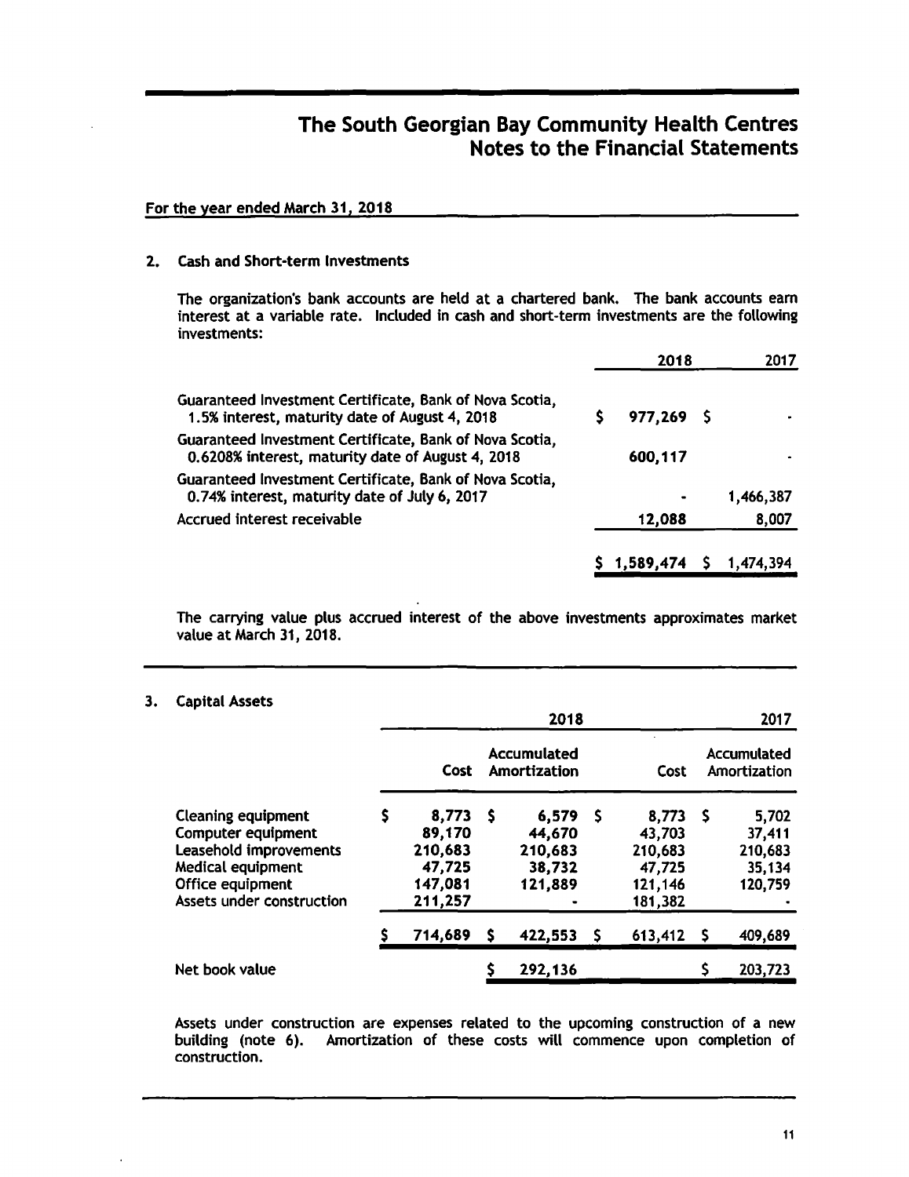# The South Georgian Bay Community Health Centres
## Notes to the Financial Statements

**For the year ended March 31, 2018**

### 2. Cash and Short-term Investments

The organization's bank accounts are held at a chartered bank. The bank accounts earn interest at a variable rate. Included in cash and short-term investments are the following investments:

| | 2018 | 2017 |
|---|---|---|
| Guaranteed Investment Certificate, Bank of Nova Scotia, 1.5% interest, maturity date of August 4, 2018 | $ 977,269 | $ - |
| Guaranteed Investment Certificate, Bank of Nova Scotia, 0.6208% interest, maturity date of August 4, 2018 | 600,117 | - |
| Guaranteed Investment Certificate, Bank of Nova Scotia, 0.74% interest, maturity date of July 6, 2017 | - | 1,466,387 |
| Accrued interest receivable | 12,088 | 8,007 |
| | $ 1,589,474 | $ 1,474,394 |

The carrying value plus accrued interest of the above investments approximates market value at March 31, 2018.

### 3. Capital Assets

| | 2018 | | 2017 | |
|---|---|---|---|---|
| | Cost | Accumulated Amortization | Cost | Accumulated Amortization |
| Cleaning equipment | $ 8,773 | $ 6,579 | $ 8,773 | $ 5,702 |
| Computer equipment | 89,170 | 44,670 | 43,703 | 37,411 |
| Leasehold improvements | 210,683 | 210,683 | 210,683 | 210,683 |
| Medical equipment | 47,725 | 38,732 | 47,725 | 35,134 |
| Office equipment | 147,081 | 121,889 | 121,146 | 120,759 |
| Assets under construction | 211,257 | - | 181,382 | - |
| | $ 714,689 | $ 422,553 | $ 613,412 | $ 409,689 |
| Net book value | | $ 292,136 | | $ 203,723 |

Assets under construction are expenses related to the upcoming construction of a new building (note 6). Amortization of these costs will commence upon completion of construction.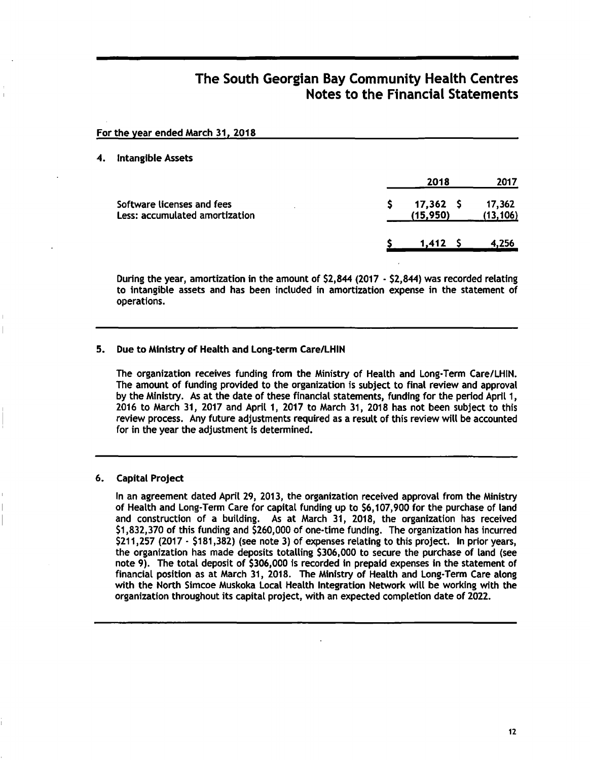# The South Georgian Bay Community Health Centres
## Notes to the Financial Statements

**For the year ended March 31, 2018**

### 4. Intangible Assets

| | 2018 | 2017 |
|---|---|---|
| Software licenses and fees | $ 17,362 | $ 17,362 |
| Less: accumulated amortization | (15,950) | (13,106) |
| | $ 1,412 | $ 4,256 |

During the year, amortization in the amount of $2,844 (2017 - $2,844) was recorded relating to intangible assets and has been included in amortization expense in the statement of operations.

### 5. Due to Ministry of Health and Long-term Care/LHIN

The organization receives funding from the Ministry of Health and Long-Term Care/LHIN. The amount of funding provided to the organization is subject to final review and approval by the Ministry. As at the date of these financial statements, funding for the period April 1, 2016 to March 31, 2017 and April 1, 2017 to March 31, 2018 has not been subject to this review process. Any future adjustments required as a result of this review will be accounted for in the year the adjustment is determined.

### 6. Capital Project

In an agreement dated April 29, 2013, the organization received approval from the Ministry of Health and Long-Term Care for capital funding up to $6,107,900 for the purchase of land and construction of a building. As at March 31, 2018, the organization has received $1,832,370 of this funding and $260,000 of one-time funding. The organization has incurred $211,257 (2017 - $181,382) (see note 3) of expenses relating to this project. In prior years, the organization has made deposits totalling $306,000 to secure the purchase of land (see note 9). The total deposit of $306,000 is recorded in prepaid expenses in the statement of financial position as at March 31, 2018. The Ministry of Health and Long-Term Care along with the North Simcoe Muskoka Local Health Integration Network will be working with the organization throughout its capital project, with an expected completion date of 2022.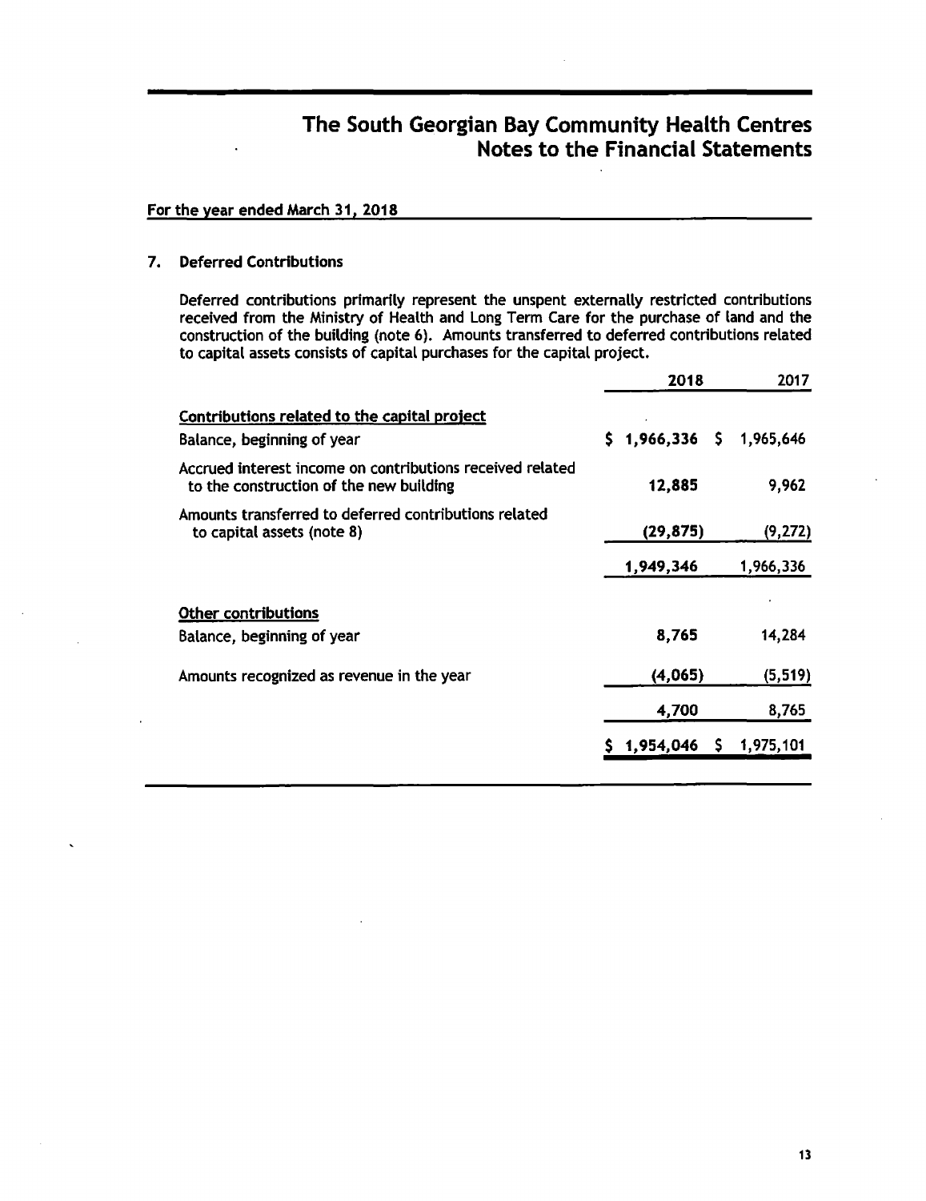# The South Georgian Bay Community Health Centres
## Notes to the Financial Statements

**For the year ended March 31, 2018**

### 7. Deferred Contributions

Deferred contributions primarily represent the unspent externally restricted contributions received from the Ministry of Health and Long Term Care for the purchase of land and the construction of the building (note 6). Amounts transferred to deferred contributions related to capital assets consists of capital purchases for the capital project.

| | 2018 | 2017 |
|---|---|---|
| **Contributions related to the capital project** | | |
| Balance, beginning of year | $ 1,966,336 | $ 1,965,646 |
| Accrued interest income on contributions received related to the construction of the new building | 12,885 | 9,962 |
| Amounts transferred to deferred contributions related to capital assets (note 8) | (29,875) | (9,272) |
| | 1,949,346 | 1,966,336 |
| **Other contributions** | | |
| Balance, beginning of year | 8,765 | 14,284 |
| Amounts recognized as revenue in the year | (4,065) | (5,519) |
| | 4,700 | 8,765 |
| | $ 1,954,046 | $ 1,975,101 |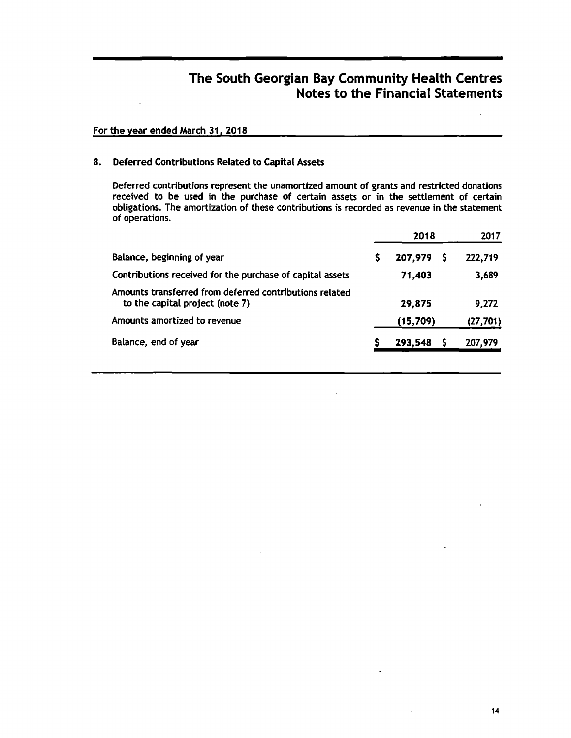# The South Georgian Bay Community Health Centres
## Notes to the Financial Statements

**For the year ended March 31, 2018**

### 8. Deferred Contributions Related to Capital Assets

Deferred contributions represent the unamortized amount of grants and restricted donations received to be used in the purchase of certain assets or in the settlement of certain obligations. The amortization of these contributions is recorded as revenue in the statement of operations.

| | 2018 | 2017 |
|---|---|---|
| Balance, beginning of year | $ 207,979 | $ 222,719 |
| Contributions received for the purchase of capital assets | 71,403 | 3,689 |
| Amounts transferred from deferred contributions related to the capital project (note 7) | 29,875 | 9,272 |
| Amounts amortized to revenue | (15,709) | (27,701) |
| Balance, end of year | $ 293,548 | $ 207,979 |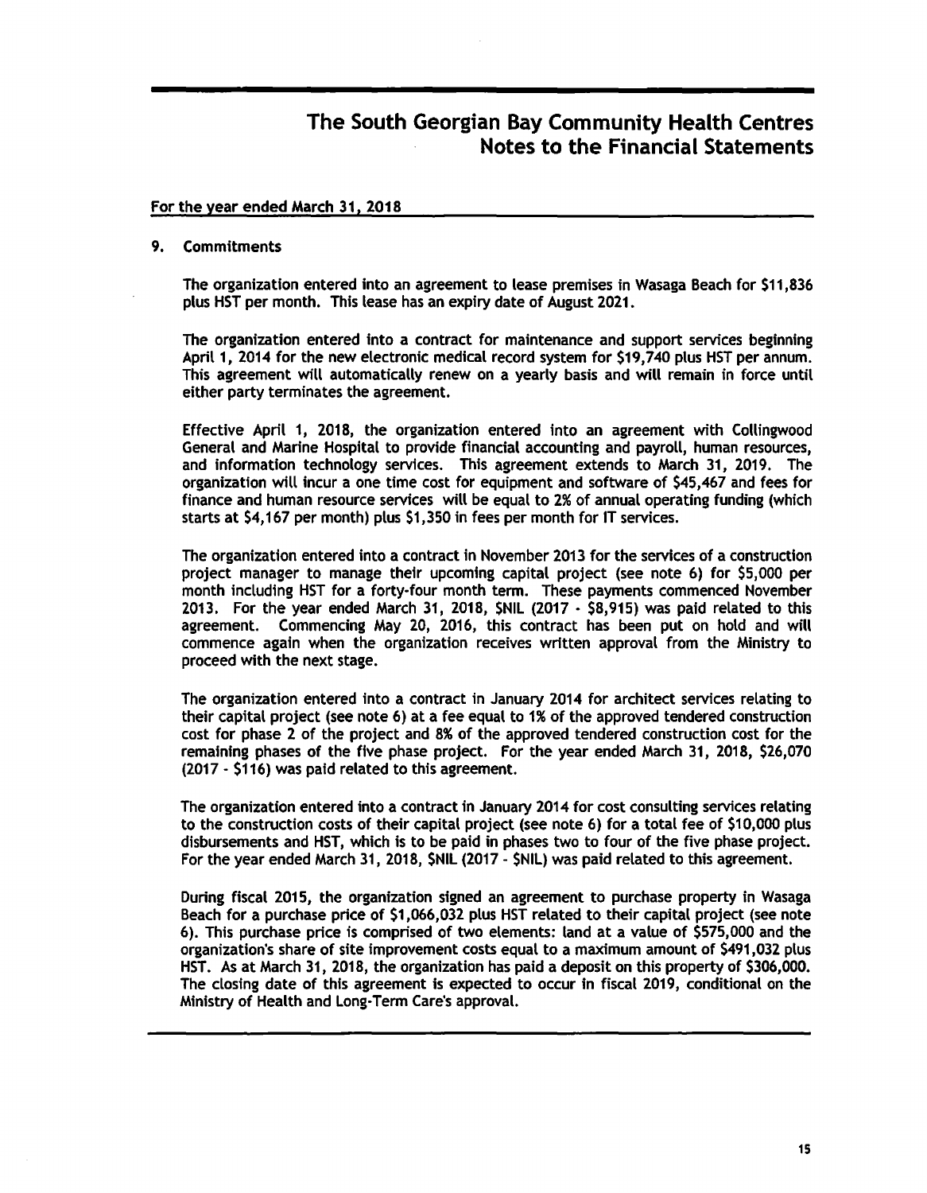# The South Georgian Bay Community Health Centres
## Notes to the Financial Statements

**For the year ended March 31, 2018**

### 9. Commitments

The organization entered into an agreement to lease premises in Wasaga Beach for $11,836 plus HST per month. This lease has an expiry date of August 2021.

The organization entered into a contract for maintenance and support services beginning April 1, 2014 for the new electronic medical record system for $19,740 plus HST per annum. This agreement will automatically renew on a yearly basis and will remain in force until either party terminates the agreement.

Effective April 1, 2018, the organization entered into an agreement with Collingwood General and Marine Hospital to provide financial accounting and payroll, human resources, and information technology services. This agreement extends to March 31, 2019. The organization will incur a one time cost for equipment and software of $45,467 and fees for finance and human resource services will be equal to 2% of annual operating funding (which starts at $4,167 per month) plus $1,350 in fees per month for IT services.

The organization entered into a contract in November 2013 for the services of a construction project manager to manage their upcoming capital project (see note 6) for $5,000 per month including HST for a forty-four month term. These payments commenced November 2013. For the year ended March 31, 2018, $NIL (2017 - $8,915) was paid related to this agreement. Commencing May 20, 2016, this contract has been put on hold and will commence again when the organization receives written approval from the Ministry to proceed with the next stage.

The organization entered into a contract in January 2014 for architect services relating to their capital project (see note 6) at a fee equal to 1% of the approved tendered construction cost for phase 2 of the project and 8% of the approved tendered construction cost for the remaining phases of the five phase project. For the year ended March 31, 2018, $26,070 (2017 - $116) was paid related to this agreement.

The organization entered into a contract in January 2014 for cost consulting services relating to the construction costs of their capital project (see note 6) for a total fee of $10,000 plus disbursements and HST, which is to be paid in phases two to four of the five phase project. For the year ended March 31, 2018, $NIL (2017 - $NIL) was paid related to this agreement.

During fiscal 2015, the organization signed an agreement to purchase property in Wasaga Beach for a purchase price of $1,066,032 plus HST related to their capital project (see note 6). This purchase price is comprised of two elements: land at a value of $575,000 and the organization's share of site improvement costs equal to a maximum amount of $491,032 plus HST. As at March 31, 2018, the organization has paid a deposit on this property of $306,000. The closing date of this agreement is expected to occur in fiscal 2019, conditional on the Ministry of Health and Long-Term Care's approval.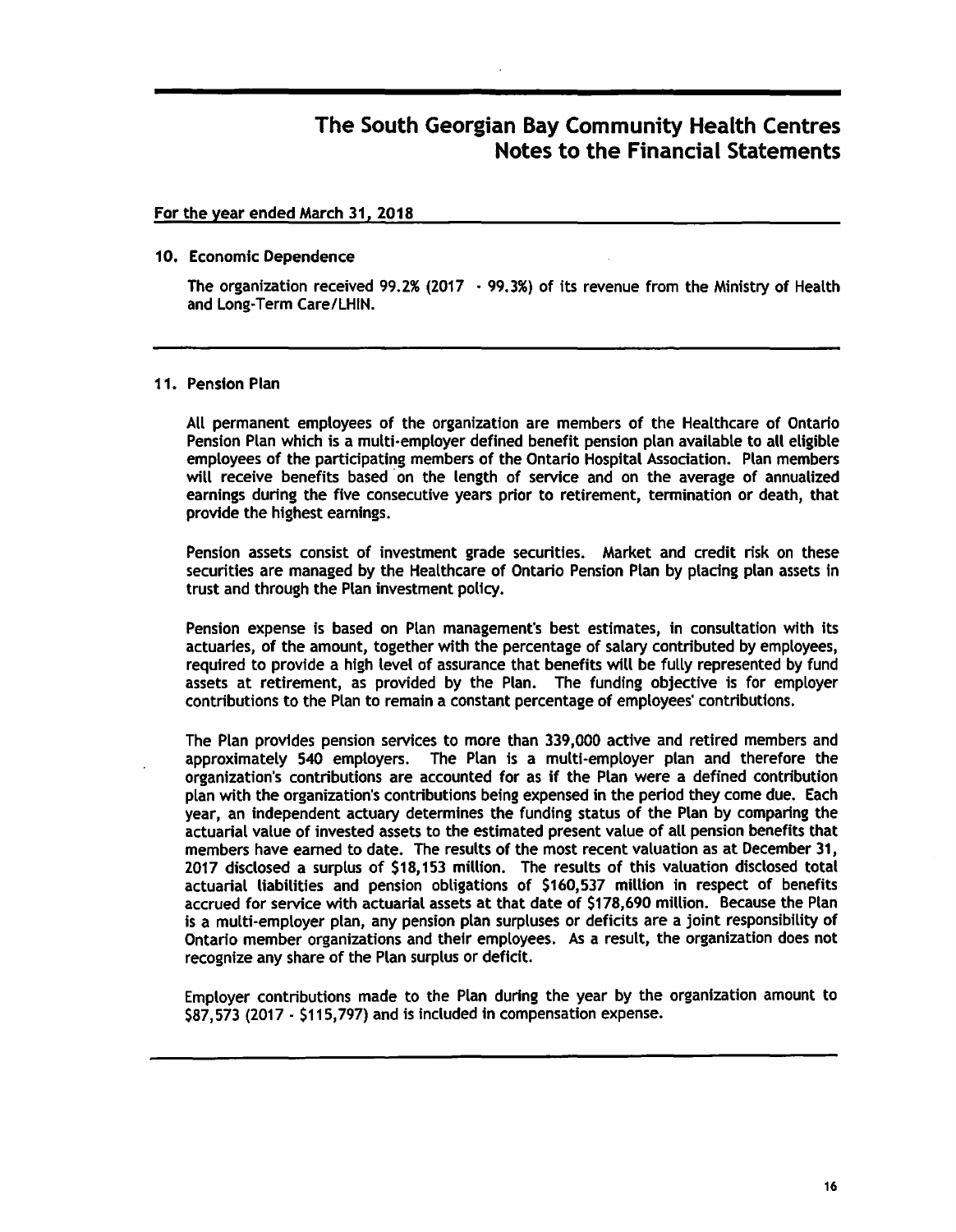# The South Georgian Bay Community Health Centres
# Notes to the Financial Statements

**For the year ended March 31, 2018**

**10. Economic Dependence**

The organization received 99.2% (2017 - 99.3%) of its revenue from the Ministry of Health and Long-Term Care/LHIN.

**11. Pension Plan**

All permanent employees of the organization are members of the Healthcare of Ontario Pension Plan which is a multi-employer defined benefit pension plan available to all eligible employees of the participating members of the Ontario Hospital Association. Plan members will receive benefits based on the length of service and on the average of annualized earnings during the five consecutive years prior to retirement, termination or death, that provide the highest earnings.

Pension assets consist of investment grade securities. Market and credit risk on these securities are managed by the Healthcare of Ontario Pension Plan by placing plan assets in trust and through the Plan investment policy.

Pension expense is based on Plan management's best estimates, in consultation with its actuaries, of the amount, together with the percentage of salary contributed by employees, required to provide a high level of assurance that benefits will be fully represented by fund assets at retirement, as provided by the Plan. The funding objective is for employer contributions to the Plan to remain a constant percentage of employees' contributions.

The Plan provides pension services to more than 339,000 active and retired members and approximately 540 employers. The Plan is a multi-employer plan and therefore the organization's contributions are accounted for as if the Plan were a defined contribution plan with the organization's contributions being expensed in the period they come due. Each year, an independent actuary determines the funding status of the Plan by comparing the actuarial value of invested assets to the estimated present value of all pension benefits that members have earned to date. The results of the most recent valuation as at December 31, 2017 disclosed a surplus of $18,153 million. The results of this valuation disclosed total actuarial liabilities and pension obligations of $160,537 million in respect of benefits accrued for service with actuarial assets at that date of $178,690 million. Because the Plan is a multi-employer plan, any pension plan surpluses or deficits are a joint responsibility of Ontario member organizations and their employees. As a result, the organization does not recognize any share of the Plan surplus or deficit.

Employer contributions made to the Plan during the year by the organization amount to $87,573 (2017 - $115,797) and is included in compensation expense.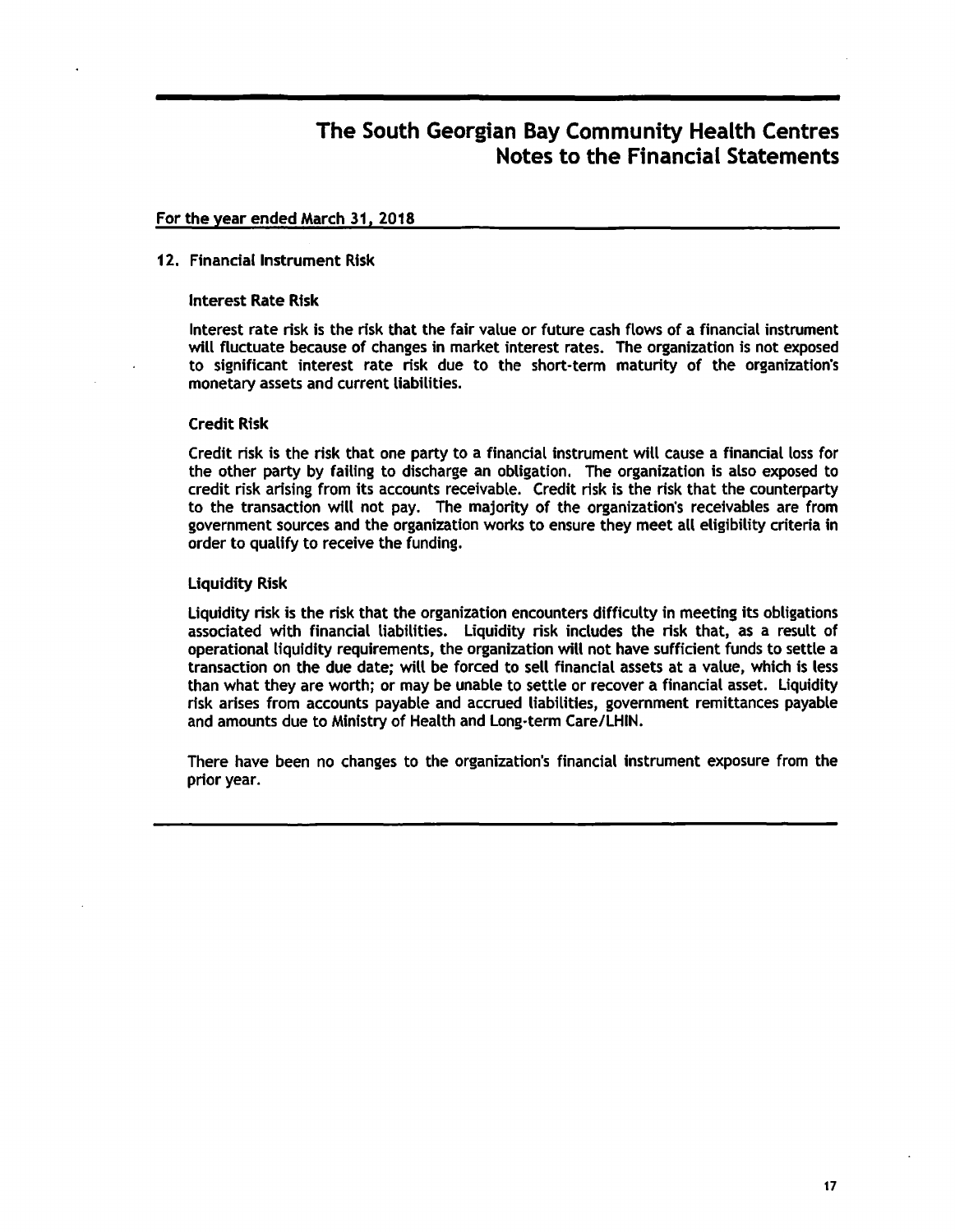# The South Georgian Bay Community Health Centres
## Notes to the Financial Statements

For the year ended March 31, 2018

### 12. Financial Instrument Risk

#### Interest Rate Risk

Interest rate risk is the risk that the fair value or future cash flows of a financial instrument will fluctuate because of changes in market interest rates. The organization is not exposed to significant interest rate risk due to the short-term maturity of the organization's monetary assets and current liabilities.

#### Credit Risk

Credit risk is the risk that one party to a financial instrument will cause a financial loss for the other party by failing to discharge an obligation. The organization is also exposed to credit risk arising from its accounts receivable. Credit risk is the risk that the counterparty to the transaction will not pay. The majority of the organization's receivables are from government sources and the organization works to ensure they meet all eligibility criteria in order to qualify to receive the funding.

#### Liquidity Risk

Liquidity risk is the risk that the organization encounters difficulty in meeting its obligations associated with financial liabilities. Liquidity risk includes the risk that, as a result of operational liquidity requirements, the organization will not have sufficient funds to settle a transaction on the due date; will be forced to sell financial assets at a value, which is less than what they are worth; or may be unable to settle or recover a financial asset. Liquidity risk arises from accounts payable and accrued liabilities, government remittances payable and amounts due to Ministry of Health and Long-term Care/LHIN.

There have been no changes to the organization's financial instrument exposure from the prior year.